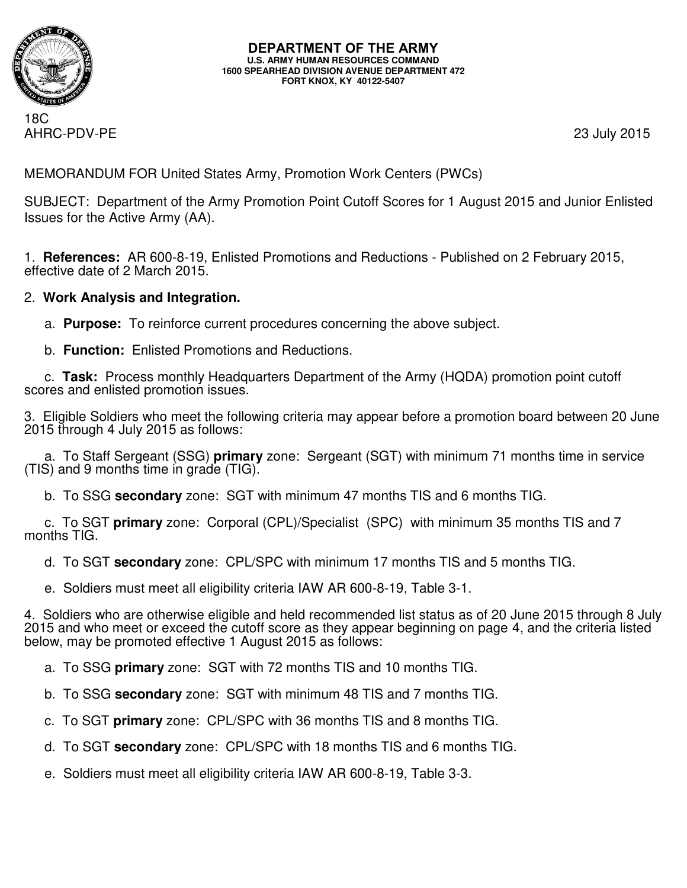**DEPARTMENT OF THE ARMY**
**U.S. ARMY HUMAN RESOURCES COMMAND**
**1600 SPEARHEAD DIVISION AVENUE DEPARTMENT 472**
**FORT KNOX, KY 40122-5407**

18C
AHRC-PDV-PE 23 July 2015

MEMORANDUM FOR United States Army, Promotion Work Centers (PWCs)

SUBJECT: Department of the Army Promotion Point Cutoff Scores for 1 August 2015 and Junior Enlisted Issues for the Active Army (AA).

1. **References:** AR 600-8-19, Enlisted Promotions and Reductions - Published on 2 February 2015, effective date of 2 March 2015.

2. **Work Analysis and Integration.**

   a. **Purpose:** To reinforce current procedures concerning the above subject.

   b. **Function:** Enlisted Promotions and Reductions.

   c. **Task:** Process monthly Headquarters Department of the Army (HQDA) promotion point cutoff scores and enlisted promotion issues.

3. Eligible Soldiers who meet the following criteria may appear before a promotion board between 20 June 2015 through 4 July 2015 as follows:

   a. To Staff Sergeant (SSG) **primary** zone: Sergeant (SGT) with minimum 71 months time in service (TIS) and 9 months time in grade (TIG).

   b. To SSG **secondary** zone: SGT with minimum 47 months TIS and 6 months TIG.

   c. To SGT **primary** zone: Corporal (CPL)/Specialist (SPC) with minimum 35 months TIS and 7 months TIG.

   d. To SGT **secondary** zone: CPL/SPC with minimum 17 months TIS and 5 months TIG.

   e. Soldiers must meet all eligibility criteria IAW AR 600-8-19, Table 3-1.

4. Soldiers who are otherwise eligible and held recommended list status as of 20 June 2015 through 8 July 2015 and who meet or exceed the cutoff score as they appear beginning on page 4, and the criteria listed below, may be promoted effective 1 August 2015 as follows:

   a. To SSG **primary** zone: SGT with 72 months TIS and 10 months TIG.

   b. To SSG **secondary** zone: SGT with minimum 48 TIS and 7 months TIG.

   c. To SGT **primary** zone: CPL/SPC with 36 months TIS and 8 months TIG.

   d. To SGT **secondary** zone: CPL/SPC with 18 months TIS and 6 months TIG.

   e. Soldiers must meet all eligibility criteria IAW AR 600-8-19, Table 3-3.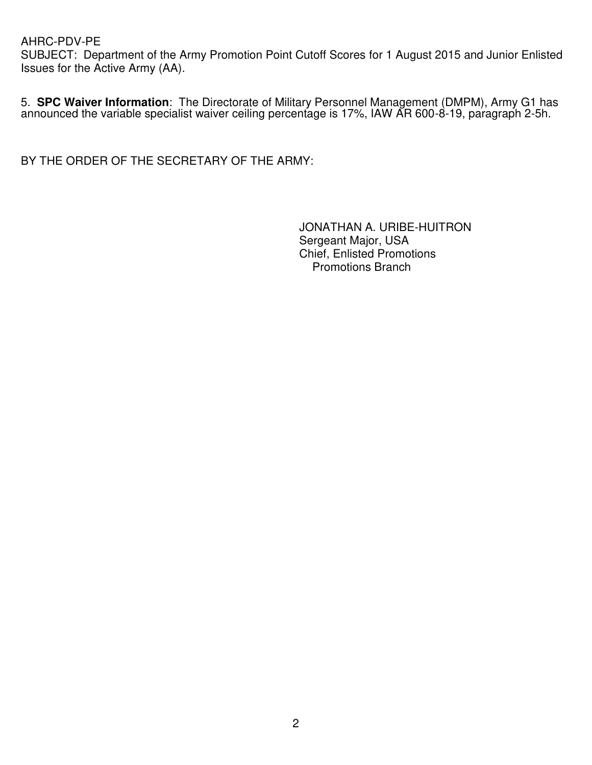AHRC-PDV-PE
SUBJECT: Department of the Army Promotion Point Cutoff Scores for 1 August 2015 and Junior Enlisted Issues for the Active Army (AA).

5. **SPC Waiver Information**: The Directorate of Military Personnel Management (DMPM), Army G1 has announced the variable specialist waiver ceiling percentage is 17%, IAW AR 600-8-19, paragraph 2-5h.

BY THE ORDER OF THE SECRETARY OF THE ARMY:

JONATHAN A. URIBE-HUITRON
Sergeant Major, USA
Chief, Enlisted Promotions
Promotions Branch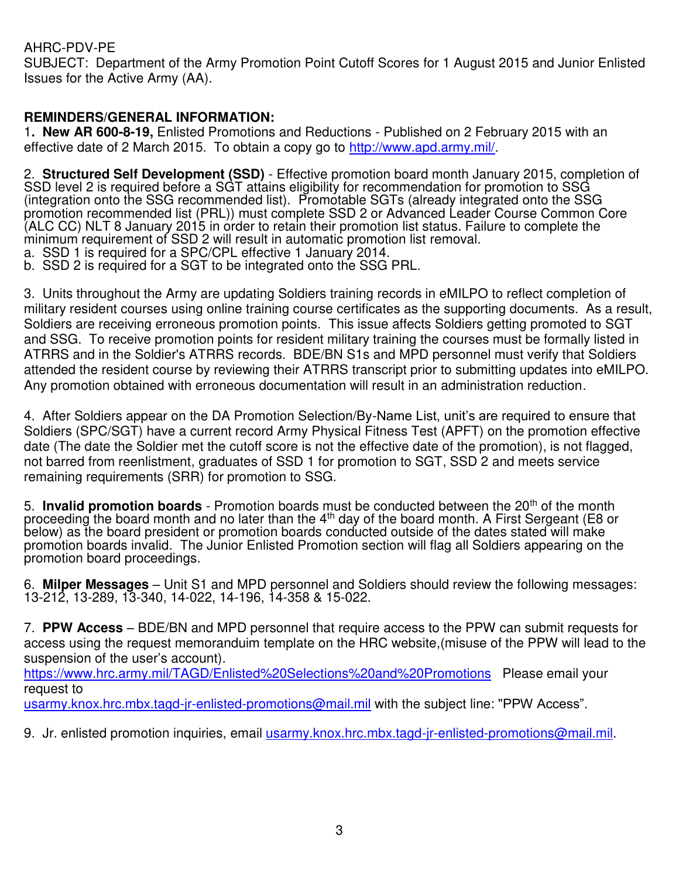AHRC-PDV-PE
SUBJECT: Department of the Army Promotion Point Cutoff Scores for 1 August 2015 and Junior Enlisted Issues for the Active Army (AA).

**REMINDERS/GENERAL INFORMATION:**

1**. New AR 600-8-19,** Enlisted Promotions and Reductions - Published on 2 February 2015 with an effective date of 2 March 2015. To obtain a copy go to http://www.apd.army.mil/.

2. **Structured Self Development (SSD)** - Effective promotion board month January 2015, completion of SSD level 2 is required before a SGT attains eligibility for recommendation for promotion to SSG (integration onto the SSG recommended list). Promotable SGTs (already integrated onto the SSG promotion recommended list (PRL)) must complete SSD 2 or Advanced Leader Course Common Core (ALC CC) NLT 8 January 2015 in order to retain their promotion list status. Failure to complete the minimum requirement of SSD 2 will result in automatic promotion list removal.
a. SSD 1 is required for a SPC/CPL effective 1 January 2014.
b. SSD 2 is required for a SGT to be integrated onto the SSG PRL.

3. Units throughout the Army are updating Soldiers training records in eMILPO to reflect completion of military resident courses using online training course certificates as the supporting documents. As a result, Soldiers are receiving erroneous promotion points. This issue affects Soldiers getting promoted to SGT and SSG. To receive promotion points for resident military training the courses must be formally listed in ATRRS and in the Soldier's ATRRS records. BDE/BN S1s and MPD personnel must verify that Soldiers attended the resident course by reviewing their ATRRS transcript prior to submitting updates into eMILPO. Any promotion obtained with erroneous documentation will result in an administration reduction.

4. After Soldiers appear on the DA Promotion Selection/By-Name List, unit's are required to ensure that Soldiers (SPC/SGT) have a current record Army Physical Fitness Test (APFT) on the promotion effective date (The date the Soldier met the cutoff score is not the effective date of the promotion), is not flagged, not barred from reenlistment, graduates of SSD 1 for promotion to SGT, SSD 2 and meets service remaining requirements (SRR) for promotion to SSG.

5. **Invalid promotion boards** - Promotion boards must be conducted between the 20th of the month proceeding the board month and no later than the 4th day of the board month. A First Sergeant (E8 or below) as the board president or promotion boards conducted outside of the dates stated will make promotion boards invalid. The Junior Enlisted Promotion section will flag all Soldiers appearing on the promotion board proceedings.

6. **Milper Messages** – Unit S1 and MPD personnel and Soldiers should review the following messages: 13-212, 13-289, 13-340, 14-022, 14-196, 14-358 & 15-022.

7. **PPW Access** – BDE/BN and MPD personnel that require access to the PPW can submit requests for access using the request memoranduim template on the HRC website,(misuse of the PPW will lead to the suspension of the user's account).
https://www.hrc.army.mil/TAGD/Enlisted%20Selections%20and%20Promotions Please email your request to
usarmy.knox.hrc.mbx.tagd-jr-enlisted-promotions@mail.mil with the subject line: "PPW Access".

9. Jr. enlisted promotion inquiries, email usarmy.knox.hrc.mbx.tagd-jr-enlisted-promotions@mail.mil.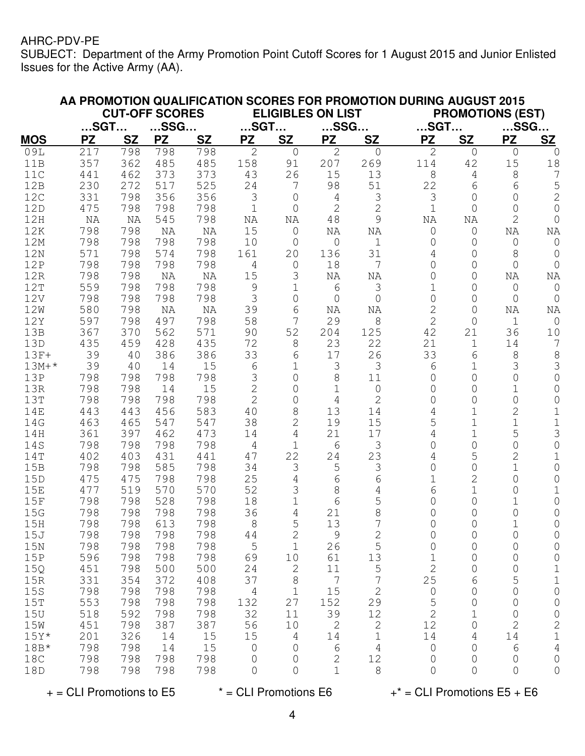AHRC-PDV-PE
SUBJECT: Department of the Army Promotion Point Cutoff Scores for 1 August 2015 and Junior Enlisted Issues for the Active Army (AA).

**AA PROMOTION QUALIFICATION SCORES FOR PROMOTION DURING AUGUST 2015**

| | CUT-OFF SCORES | | | | ELIGIBLES ON LIST | | | | PROMOTIONS (EST) | | | |
|---|---|---|---|---|---|---|---|---|---|---|---|---|
| | …SGT… | | …SSG… | | …SGT… | | …SSG… | | …SGT… | | …SSG… | |
| **MOS** | **PZ** | **SZ** | **PZ** | **SZ** | **PZ** | **SZ** | **PZ** | **SZ** | **PZ** | **SZ** | **PZ** | **SZ** |
| 09L | 217 | 798 | 798 | 798 | 2 | 0 | 2 | 0 | 2 | 0 | 0 | 0 |
| 11B | 357 | 362 | 485 | 485 | 158 | 91 | 207 | 269 | 114 | 42 | 15 | 18 |
| 11C | 441 | 462 | 373 | 373 | 43 | 26 | 15 | 13 | 8 | 4 | 8 | 7 |
| 12B | 230 | 272 | 517 | 525 | 24 | 7 | 98 | 51 | 22 | 6 | 6 | 5 |
| 12C | 331 | 798 | 356 | 356 | 3 | 0 | 4 | 3 | 3 | 0 | 0 | 2 |
| 12D | 475 | 798 | 798 | 798 | 1 | 0 | 2 | 2 | 1 | 0 | 0 | 0 |
| 12H | NA | NA | 545 | 798 | NA | NA | 48 | 9 | NA | NA | 2 | 0 |
| 12K | 798 | 798 | NA | NA | 15 | 0 | NA | NA | 0 | 0 | NA | NA |
| 12M | 798 | 798 | 798 | 798 | 10 | 0 | 0 | 1 | 0 | 0 | 0 | 0 |
| 12N | 571 | 798 | 574 | 798 | 161 | 20 | 136 | 31 | 4 | 0 | 8 | 0 |
| 12P | 798 | 798 | 798 | 798 | 4 | 0 | 18 | 7 | 0 | 0 | 0 | 0 |
| 12R | 798 | 798 | NA | NA | 15 | 3 | NA | NA | 0 | 0 | NA | NA |
| 12T | 559 | 798 | 798 | 798 | 9 | 1 | 6 | 3 | 1 | 0 | 0 | 0 |
| 12V | 798 | 798 | 798 | 798 | 3 | 0 | 0 | 0 | 0 | 0 | 0 | 0 |
| 12W | 580 | 798 | NA | NA | 39 | 6 | NA | NA | 2 | 0 | NA | NA |
| 12Y | 597 | 798 | 497 | 798 | 58 | 7 | 29 | 8 | 2 | 0 | 1 | 0 |
| 13B | 367 | 370 | 562 | 571 | 90 | 52 | 204 | 125 | 42 | 21 | 36 | 10 |
| 13D | 435 | 459 | 428 | 435 | 72 | 8 | 23 | 22 | 21 | 1 | 14 | 7 |
| 13F+ | 39 | 40 | 386 | 386 | 33 | 6 | 17 | 26 | 33 | 6 | 8 | 8 |
| 13M+* | 39 | 40 | 14 | 15 | 6 | 1 | 3 | 3 | 6 | 1 | 3 | 3 |
| 13P | 798 | 798 | 798 | 798 | 3 | 0 | 8 | 11 | 0 | 0 | 0 | 0 |
| 13R | 798 | 798 | 14 | 15 | 2 | 0 | 1 | 0 | 0 | 0 | 1 | 0 |
| 13T | 798 | 798 | 798 | 798 | 2 | 0 | 4 | 2 | 0 | 0 | 0 | 0 |
| 14E | 443 | 443 | 456 | 583 | 40 | 8 | 13 | 14 | 4 | 1 | 2 | 1 |
| 14G | 463 | 465 | 547 | 547 | 38 | 2 | 19 | 15 | 5 | 1 | 1 | 1 |
| 14H | 361 | 397 | 462 | 473 | 14 | 4 | 21 | 17 | 4 | 1 | 5 | 3 |
| 14S | 798 | 798 | 798 | 798 | 4 | 1 | 6 | 3 | 0 | 0 | 0 | 0 |
| 14T | 402 | 403 | 431 | 441 | 47 | 22 | 24 | 23 | 4 | 5 | 2 | 1 |
| 15B | 798 | 798 | 585 | 798 | 34 | 3 | 5 | 3 | 0 | 0 | 1 | 0 |
| 15D | 475 | 475 | 798 | 798 | 25 | 4 | 6 | 6 | 1 | 2 | 0 | 0 |
| 15E | 477 | 519 | 570 | 570 | 52 | 3 | 8 | 4 | 6 | 1 | 0 | 1 |
| 15F | 798 | 798 | 528 | 798 | 18 | 1 | 6 | 5 | 0 | 0 | 1 | 0 |
| 15G | 798 | 798 | 798 | 798 | 36 | 4 | 21 | 8 | 0 | 0 | 0 | 0 |
| 15H | 798 | 798 | 613 | 798 | 8 | 5 | 13 | 7 | 0 | 0 | 1 | 0 |
| 15J | 798 | 798 | 798 | 798 | 44 | 2 | 9 | 2 | 0 | 0 | 0 | 0 |
| 15N | 798 | 798 | 798 | 798 | 5 | 1 | 26 | 5 | 0 | 0 | 0 | 0 |
| 15P | 596 | 798 | 798 | 798 | 69 | 10 | 61 | 13 | 1 | 0 | 0 | 0 |
| 15Q | 451 | 798 | 500 | 500 | 24 | 2 | 11 | 5 | 2 | 0 | 0 | 1 |
| 15R | 331 | 354 | 372 | 408 | 37 | 8 | 7 | 7 | 25 | 6 | 5 | 1 |
| 15S | 798 | 798 | 798 | 798 | 4 | 1 | 15 | 2 | 0 | 0 | 0 | 0 |
| 15T | 553 | 798 | 798 | 798 | 132 | 27 | 152 | 29 | 5 | 0 | 0 | 0 |
| 15U | 518 | 592 | 798 | 798 | 32 | 11 | 39 | 12 | 2 | 1 | 0 | 0 |
| 15W | 451 | 798 | 387 | 387 | 56 | 10 | 2 | 2 | 12 | 0 | 2 | 2 |
| 15Y* | 201 | 326 | 14 | 15 | 15 | 4 | 14 | 1 | 14 | 4 | 14 | 1 |
| 18B* | 798 | 798 | 14 | 15 | 0 | 0 | 6 | 4 | 0 | 0 | 6 | 4 |
| 18C | 798 | 798 | 798 | 798 | 0 | 0 | 2 | 12 | 0 | 0 | 0 | 0 |
| 18D | 798 | 798 | 798 | 798 | 0 | 0 | 1 | 8 | 0 | 0 | 0 | 0 |

+ = CLI Promotions to E5 &nbsp;&nbsp;&nbsp; * = CLI Promotions E6 &nbsp;&nbsp;&nbsp; +* = CLI Promotions E5 + E6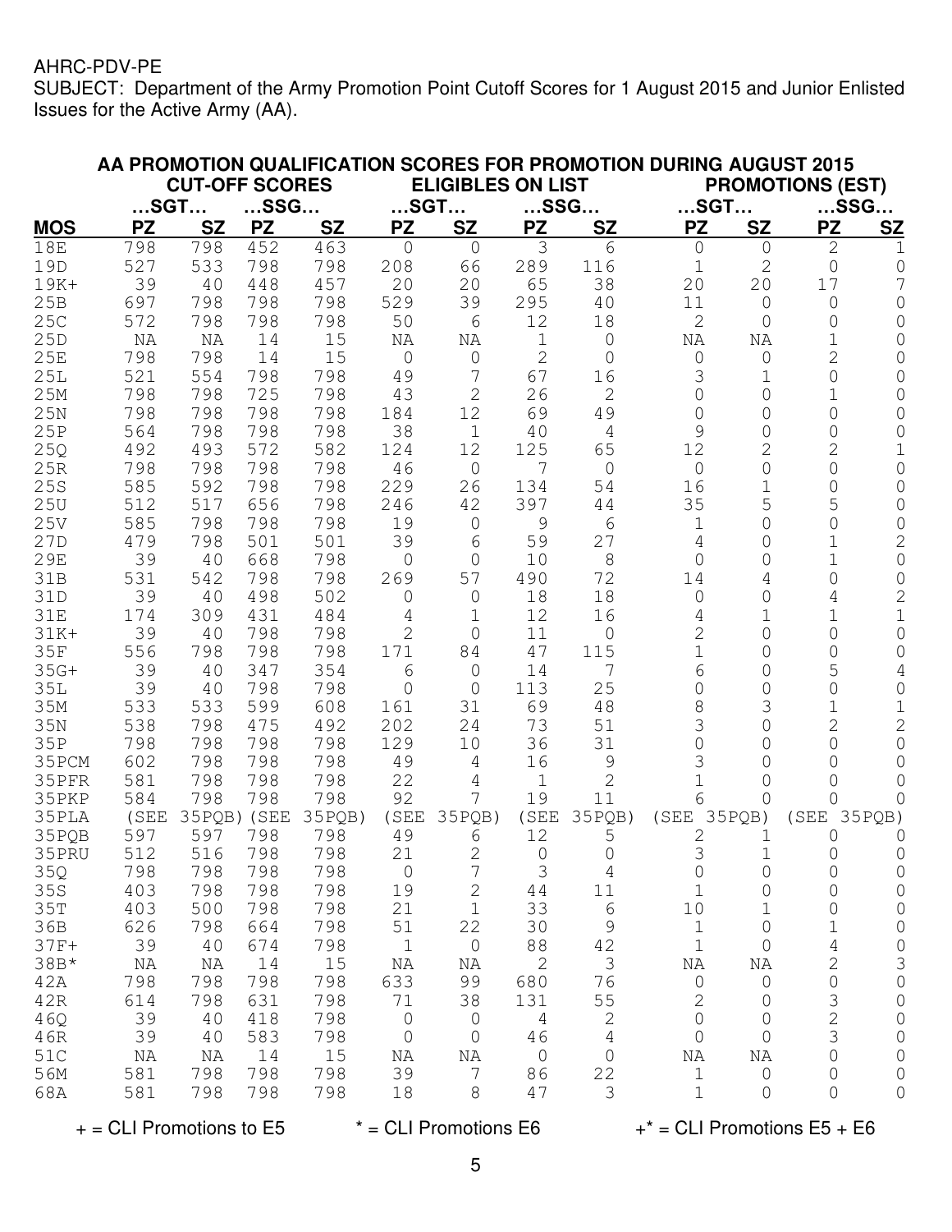AHRC-PDV-PE

SUBJECT: Department of the Army Promotion Point Cutoff Scores for 1 August 2015 and Junior Enlisted Issues for the Active Army (AA).

**AA PROMOTION QUALIFICATION SCORES FOR PROMOTION DURING AUGUST 2015**

| | CUT-OFF SCORES | | | | ELIGIBLES ON LIST | | | | PROMOTIONS (EST) | | | |
|---|---|---|---|---|---|---|---|---|---|---|---|---|
| | …SGT… | | …SSG… | | …SGT… | | …SSG… | | …SGT… | | …SSG… | |
| **MOS** | **PZ** | **SZ** | **PZ** | **SZ** | **PZ** | **SZ** | **PZ** | **SZ** | **PZ** | **SZ** | **PZ** | **SZ** |
| 18E | 798 | 798 | 452 | 463 | 0 | 0 | 3 | 6 | 0 | 0 | 2 | 1 |
| 19D | 527 | 533 | 798 | 798 | 208 | 66 | 289 | 116 | 1 | 2 | 0 | 0 |
| 19K+ | 39 | 40 | 448 | 457 | 20 | 20 | 65 | 38 | 20 | 20 | 17 | 7 |
| 25B | 697 | 798 | 798 | 798 | 529 | 39 | 295 | 40 | 11 | 0 | 0 | 0 |
| 25C | 572 | 798 | 798 | 798 | 50 | 6 | 12 | 18 | 2 | 0 | 0 | 0 |
| 25D | NA | NA | 14 | 15 | NA | NA | 1 | 0 | NA | NA | 1 | 0 |
| 25E | 798 | 798 | 14 | 15 | 0 | 0 | 2 | 0 | 0 | 0 | 2 | 0 |
| 25L | 521 | 554 | 798 | 798 | 49 | 7 | 67 | 16 | 3 | 1 | 0 | 0 |
| 25M | 798 | 798 | 725 | 798 | 43 | 2 | 26 | 2 | 0 | 0 | 1 | 0 |
| 25N | 798 | 798 | 798 | 798 | 184 | 12 | 69 | 49 | 0 | 0 | 0 | 0 |
| 25P | 564 | 798 | 798 | 798 | 38 | 1 | 40 | 4 | 9 | 0 | 0 | 0 |
| 25Q | 492 | 493 | 572 | 582 | 124 | 12 | 125 | 65 | 12 | 2 | 2 | 1 |
| 25R | 798 | 798 | 798 | 798 | 46 | 0 | 7 | 0 | 0 | 0 | 0 | 0 |
| 25S | 585 | 592 | 798 | 798 | 229 | 26 | 134 | 54 | 16 | 1 | 0 | 0 |
| 25U | 512 | 517 | 656 | 798 | 246 | 42 | 397 | 44 | 35 | 5 | 5 | 0 |
| 25V | 585 | 798 | 798 | 798 | 19 | 0 | 9 | 6 | 1 | 0 | 0 | 0 |
| 27D | 479 | 798 | 501 | 501 | 39 | 6 | 59 | 27 | 4 | 0 | 1 | 2 |
| 29E | 39 | 40 | 668 | 798 | 0 | 0 | 10 | 8 | 0 | 0 | 1 | 0 |
| 31B | 531 | 542 | 798 | 798 | 269 | 57 | 490 | 72 | 14 | 4 | 0 | 0 |
| 31D | 39 | 40 | 498 | 502 | 0 | 0 | 18 | 18 | 0 | 0 | 4 | 2 |
| 31E | 174 | 309 | 431 | 484 | 4 | 1 | 12 | 16 | 4 | 1 | 1 | 1 |
| 31K+ | 39 | 40 | 798 | 798 | 2 | 0 | 11 | 0 | 2 | 0 | 0 | 0 |
| 35F | 556 | 798 | 798 | 798 | 171 | 84 | 47 | 115 | 1 | 0 | 0 | 0 |
| 35G+ | 39 | 40 | 347 | 354 | 6 | 0 | 14 | 7 | 6 | 0 | 5 | 4 |
| 35L | 39 | 40 | 798 | 798 | 0 | 0 | 113 | 25 | 0 | 0 | 0 | 0 |
| 35M | 533 | 533 | 599 | 608 | 161 | 31 | 69 | 48 | 8 | 3 | 1 | 1 |
| 35N | 538 | 798 | 475 | 492 | 202 | 24 | 73 | 51 | 3 | 0 | 2 | 2 |
| 35P | 798 | 798 | 798 | 798 | 129 | 10 | 36 | 31 | 0 | 0 | 0 | 0 |
| 35PCM | 602 | 798 | 798 | 798 | 49 | 4 | 16 | 9 | 3 | 0 | 0 | 0 |
| 35PFR | 581 | 798 | 798 | 798 | 22 | 4 | 1 | 2 | 1 | 0 | 0 | 0 |
| 35PKP | 584 | 798 | 798 | 798 | 92 | 7 | 19 | 11 | 6 | 0 | 0 | 0 |
| 35PLA | (SEE | 35PQB) | (SEE | 35PQB) | (SEE | 35PQB) | (SEE | 35PQB) | (SEE | 35PQB) | (SEE | 35PQB) |
| 35PQB | 597 | 597 | 798 | 798 | 49 | 6 | 12 | 5 | 2 | 1 | 0 | 0 |
| 35PRU | 512 | 516 | 798 | 798 | 21 | 2 | 0 | 0 | 3 | 1 | 0 | 0 |
| 35Q | 798 | 798 | 798 | 798 | 0 | 7 | 3 | 4 | 0 | 0 | 0 | 0 |
| 35S | 403 | 798 | 798 | 798 | 19 | 2 | 44 | 11 | 1 | 0 | 0 | 0 |
| 35T | 403 | 500 | 798 | 798 | 21 | 1 | 33 | 6 | 10 | 1 | 0 | 0 |
| 36B | 626 | 798 | 664 | 798 | 51 | 22 | 30 | 9 | 1 | 0 | 1 | 0 |
| 37F+ | 39 | 40 | 674 | 798 | 1 | 0 | 88 | 42 | 1 | 0 | 4 | 0 |
| 38B* | NA | NA | 14 | 15 | NA | NA | 2 | 3 | NA | NA | 2 | 3 |
| 42A | 798 | 798 | 798 | 798 | 633 | 99 | 680 | 76 | 0 | 0 | 0 | 0 |
| 42R | 614 | 798 | 631 | 798 | 71 | 38 | 131 | 55 | 2 | 0 | 3 | 0 |
| 46Q | 39 | 40 | 418 | 798 | 0 | 0 | 4 | 2 | 0 | 0 | 2 | 0 |
| 46R | 39 | 40 | 583 | 798 | 0 | 0 | 46 | 4 | 0 | 0 | 3 | 0 |
| 51C | NA | NA | 14 | 15 | NA | NA | 0 | 0 | NA | NA | 0 | 0 |
| 56M | 581 | 798 | 798 | 798 | 39 | 7 | 86 | 22 | 1 | 0 | 0 | 0 |
| 68A | 581 | 798 | 798 | 798 | 18 | 8 | 47 | 3 | 1 | 0 | 0 | 0 |

+ = CLI Promotions to E5     * = CLI Promotions E6     +* = CLI Promotions E5 + E6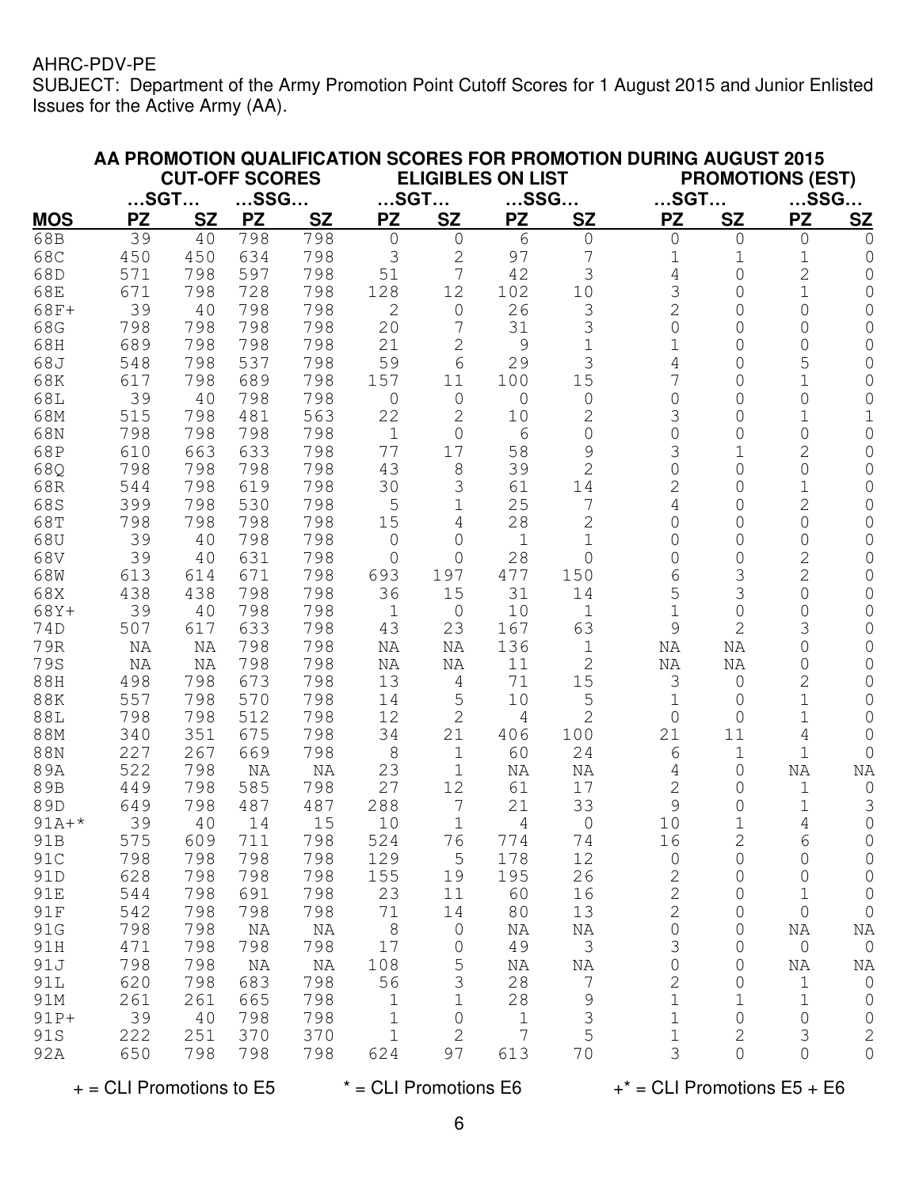AHRC-PDV-PE

SUBJECT: Department of the Army Promotion Point Cutoff Scores for 1 August 2015 and Junior Enlisted Issues for the Active Army (AA).

**AA PROMOTION QUALIFICATION SCORES FOR PROMOTION DURING AUGUST 2015**

| | CUT-OFF SCORES | | | | ELIGIBLES ON LIST | | | | PROMOTIONS (EST) | | | |
|---|---|---|---|---|---|---|---|---|---|---|---|---|
| | …SGT… | | …SSG… | | …SGT… | | …SSG… | | …SGT… | | …SSG… | |
| **MOS** | **PZ** | **SZ** | **PZ** | **SZ** | **PZ** | **SZ** | **PZ** | **SZ** | **PZ** | **SZ** | **PZ** | **SZ** |
| 68B | 39 | 40 | 798 | 798 | 0 | 0 | 6 | 0 | 0 | 0 | 0 | 0 |
| 68C | 450 | 450 | 634 | 798 | 3 | 2 | 97 | 7 | 1 | 1 | 1 | 0 |
| 68D | 571 | 798 | 597 | 798 | 51 | 7 | 42 | 3 | 4 | 0 | 2 | 0 |
| 68E | 671 | 798 | 728 | 798 | 128 | 12 | 102 | 10 | 3 | 0 | 1 | 0 |
| 68F+ | 39 | 40 | 798 | 798 | 2 | 0 | 26 | 3 | 2 | 0 | 0 | 0 |
| 68G | 798 | 798 | 798 | 798 | 20 | 7 | 31 | 3 | 0 | 0 | 0 | 0 |
| 68H | 689 | 798 | 798 | 798 | 21 | 2 | 9 | 1 | 1 | 0 | 0 | 0 |
| 68J | 548 | 798 | 537 | 798 | 59 | 6 | 29 | 3 | 4 | 0 | 5 | 0 |
| 68K | 617 | 798 | 689 | 798 | 157 | 11 | 100 | 15 | 7 | 0 | 1 | 0 |
| 68L | 39 | 40 | 798 | 798 | 0 | 0 | 0 | 0 | 0 | 0 | 0 | 0 |
| 68M | 515 | 798 | 481 | 563 | 22 | 2 | 10 | 2 | 3 | 0 | 1 | 1 |
| 68N | 798 | 798 | 798 | 798 | 1 | 0 | 6 | 0 | 0 | 0 | 0 | 0 |
| 68P | 610 | 663 | 633 | 798 | 77 | 17 | 58 | 9 | 3 | 1 | 2 | 0 |
| 68Q | 798 | 798 | 798 | 798 | 43 | 8 | 39 | 2 | 0 | 0 | 0 | 0 |
| 68R | 544 | 798 | 619 | 798 | 30 | 3 | 61 | 14 | 2 | 0 | 1 | 0 |
| 68S | 399 | 798 | 530 | 798 | 5 | 1 | 25 | 7 | 4 | 0 | 2 | 0 |
| 68T | 798 | 798 | 798 | 798 | 15 | 4 | 28 | 2 | 0 | 0 | 0 | 0 |
| 68U | 39 | 40 | 798 | 798 | 0 | 0 | 1 | 1 | 0 | 0 | 0 | 0 |
| 68V | 39 | 40 | 631 | 798 | 0 | 0 | 28 | 0 | 0 | 0 | 2 | 0 |
| 68W | 613 | 614 | 671 | 798 | 693 | 197 | 477 | 150 | 6 | 3 | 2 | 0 |
| 68X | 438 | 438 | 798 | 798 | 36 | 15 | 31 | 14 | 5 | 3 | 0 | 0 |
| 68Y+ | 39 | 40 | 798 | 798 | 1 | 0 | 10 | 1 | 1 | 0 | 0 | 0 |
| 74D | 507 | 617 | 633 | 798 | 43 | 23 | 167 | 63 | 9 | 2 | 3 | 0 |
| 79R | NA | NA | 798 | 798 | NA | NA | 136 | 1 | NA | NA | 0 | 0 |
| 79S | NA | NA | 798 | 798 | NA | NA | 11 | 2 | NA | NA | 0 | 0 |
| 88H | 498 | 798 | 673 | 798 | 13 | 4 | 71 | 15 | 3 | 0 | 2 | 0 |
| 88K | 557 | 798 | 570 | 798 | 14 | 5 | 10 | 5 | 1 | 0 | 1 | 0 |
| 88L | 798 | 798 | 512 | 798 | 12 | 2 | 4 | 2 | 0 | 0 | 1 | 0 |
| 88M | 340 | 351 | 675 | 798 | 34 | 21 | 406 | 100 | 21 | 11 | 4 | 0 |
| 88N | 227 | 267 | 669 | 798 | 8 | 1 | 60 | 24 | 6 | 1 | 1 | 0 |
| 89A | 522 | 798 | NA | NA | 23 | 1 | NA | NA | 4 | 0 | NA | NA |
| 89B | 449 | 798 | 585 | 798 | 27 | 12 | 61 | 17 | 2 | 0 | 1 | 0 |
| 89D | 649 | 798 | 487 | 487 | 288 | 7 | 21 | 33 | 9 | 0 | 1 | 3 |
| 91A+* | 39 | 40 | 14 | 15 | 10 | 1 | 4 | 0 | 10 | 1 | 4 | 0 |
| 91B | 575 | 609 | 711 | 798 | 524 | 76 | 774 | 74 | 16 | 2 | 6 | 0 |
| 91C | 798 | 798 | 798 | 798 | 129 | 5 | 178 | 12 | 0 | 0 | 0 | 0 |
| 91D | 628 | 798 | 798 | 798 | 155 | 19 | 195 | 26 | 2 | 0 | 0 | 0 |
| 91E | 544 | 798 | 691 | 798 | 23 | 11 | 60 | 16 | 2 | 0 | 1 | 0 |
| 91F | 542 | 798 | 798 | 798 | 71 | 14 | 80 | 13 | 2 | 0 | 0 | 0 |
| 91G | 798 | 798 | NA | NA | 8 | 0 | NA | NA | 0 | 0 | NA | NA |
| 91H | 471 | 798 | 798 | 798 | 17 | 0 | 49 | 3 | 3 | 0 | 0 | 0 |
| 91J | 798 | 798 | NA | NA | 108 | 5 | NA | NA | 0 | 0 | NA | NA |
| 91L | 620 | 798 | 683 | 798 | 56 | 3 | 28 | 7 | 2 | 0 | 1 | 0 |
| 91M | 261 | 261 | 665 | 798 | 1 | 1 | 28 | 9 | 1 | 1 | 1 | 0 |
| 91P+ | 39 | 40 | 798 | 798 | 1 | 0 | 1 | 3 | 1 | 0 | 0 | 0 |
| 91S | 222 | 251 | 370 | 370 | 1 | 2 | 7 | 5 | 1 | 2 | 3 | 2 |
| 92A | 650 | 798 | 798 | 798 | 624 | 97 | 613 | 70 | 3 | 0 | 0 | 0 |

+ = CLI Promotions to E5 &nbsp;&nbsp;&nbsp; * = CLI Promotions E6 &nbsp;&nbsp;&nbsp; +* = CLI Promotions E5 + E6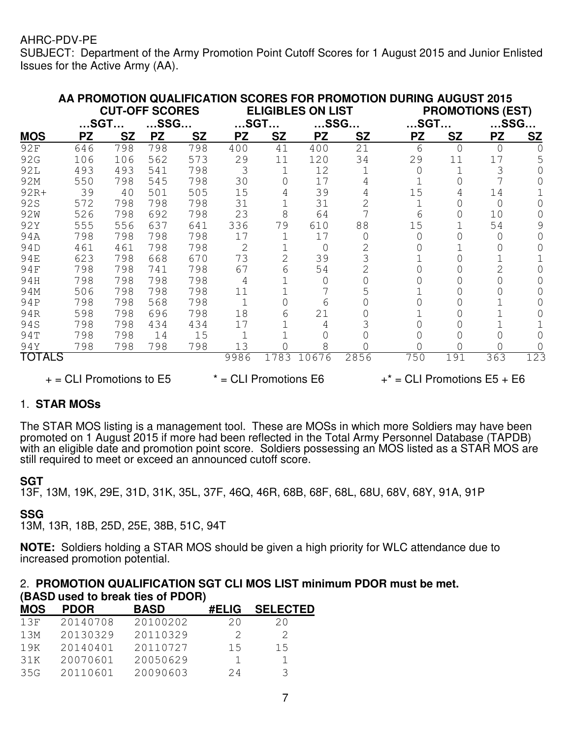AHRC-PDV-PE
SUBJECT: Department of the Army Promotion Point Cutoff Scores for 1 August 2015 and Junior Enlisted Issues for the Active Army (AA).

**AA PROMOTION QUALIFICATION SCORES FOR PROMOTION DURING AUGUST 2015**

| | CUT-OFF SCORES | | | | ELIGIBLES ON LIST | | | | PROMOTIONS (EST) | | | |
|---|---|---|---|---|---|---|---|---|---|---|---|---|
| | …SGT… | | …SSG… | | …SGT… | | …SSG… | | …SGT… | | …SSG… | |
| **MOS** | **PZ** | **SZ** | **PZ** | **SZ** | **PZ** | **SZ** | **PZ** | **SZ** | **PZ** | **SZ** | **PZ** | **SZ** |
| 92F | 646 | 798 | 798 | 798 | 400 | 41 | 400 | 21 | 6 | 0 | 0 | 0 |
| 92G | 106 | 106 | 562 | 573 | 29 | 11 | 120 | 34 | 29 | 11 | 17 | 5 |
| 92L | 493 | 493 | 541 | 798 | 3 | 1 | 12 | 1 | 0 | 1 | 3 | 0 |
| 92M | 550 | 798 | 545 | 798 | 30 | 0 | 17 | 4 | 1 | 0 | 7 | 0 |
| 92R+ | 39 | 40 | 501 | 505 | 15 | 4 | 39 | 4 | 15 | 4 | 14 | 1 |
| 92S | 572 | 798 | 798 | 798 | 31 | 1 | 31 | 2 | 1 | 0 | 0 | 0 |
| 92W | 526 | 798 | 692 | 798 | 23 | 8 | 64 | 7 | 6 | 0 | 10 | 0 |
| 92Y | 555 | 556 | 637 | 641 | 336 | 79 | 610 | 88 | 15 | 1 | 54 | 9 |
| 94A | 798 | 798 | 798 | 798 | 17 | 1 | 17 | 0 | 0 | 0 | 0 | 0 |
| 94D | 461 | 461 | 798 | 798 | 2 | 1 | 0 | 2 | 0 | 1 | 0 | 0 |
| 94E | 623 | 798 | 668 | 670 | 73 | 2 | 39 | 3 | 1 | 0 | 1 | 1 |
| 94F | 798 | 798 | 741 | 798 | 67 | 6 | 54 | 2 | 0 | 0 | 2 | 0 |
| 94H | 798 | 798 | 798 | 798 | 4 | 1 | 0 | 0 | 0 | 0 | 0 | 0 |
| 94M | 506 | 798 | 798 | 798 | 11 | 1 | 7 | 5 | 1 | 0 | 0 | 0 |
| 94P | 798 | 798 | 568 | 798 | 1 | 0 | 6 | 0 | 0 | 0 | 1 | 0 |
| 94R | 598 | 798 | 696 | 798 | 18 | 6 | 21 | 0 | 1 | 0 | 1 | 0 |
| 94S | 798 | 798 | 434 | 434 | 17 | 1 | 4 | 3 | 0 | 0 | 1 | 1 |
| 94T | 798 | 798 | 14 | 15 | 1 | 1 | 0 | 0 | 0 | 0 | 0 | 0 |
| 94Y | 798 | 798 | 798 | 798 | 13 | 0 | 8 | 0 | 0 | 0 | 0 | 0 |
| TOTALS | | | | | 9986 | 1783 | 10676 | 2856 | 750 | 191 | 363 | 123 |

+ = CLI Promotions to E5 &nbsp;&nbsp;&nbsp; * = CLI Promotions E6 &nbsp;&nbsp;&nbsp; +* = CLI Promotions E5 + E6

## 1. STAR MOSs

The STAR MOS listing is a management tool. These are MOSs in which more Soldiers may have been promoted on 1 August 2015 if more had been reflected in the Total Army Personnel Database (TAPDB) with an eligible date and promotion point score. Soldiers possessing an MOS listed as a STAR MOS are still required to meet or exceed an announced cutoff score.

**SGT**
13F, 13M, 19K, 29E, 31D, 31K, 35L, 37F, 46Q, 46R, 68B, 68F, 68L, 68U, 68V, 68Y, 91A, 91P

**SSG**
13M, 13R, 18B, 25D, 25E, 38B, 51C, 94T

**NOTE:** Soldiers holding a STAR MOS should be given a high priority for WLC attendance due to increased promotion potential.

## 2. PROMOTION QUALIFICATION SGT CLI MOS LIST minimum PDOR must be met. (BASD used to break ties of PDOR)

| MOS | PDOR | BASD | #ELIG | SELECTED |
|---|---|---|---|---|
| 13F | 20140708 | 20100202 | 20 | 20 |
| 13M | 20130329 | 20110329 | 2 | 2 |
| 19K | 20140401 | 20110727 | 15 | 15 |
| 31K | 20070601 | 20050629 | 1 | 1 |
| 35G | 20110601 | 20090603 | 24 | 3 |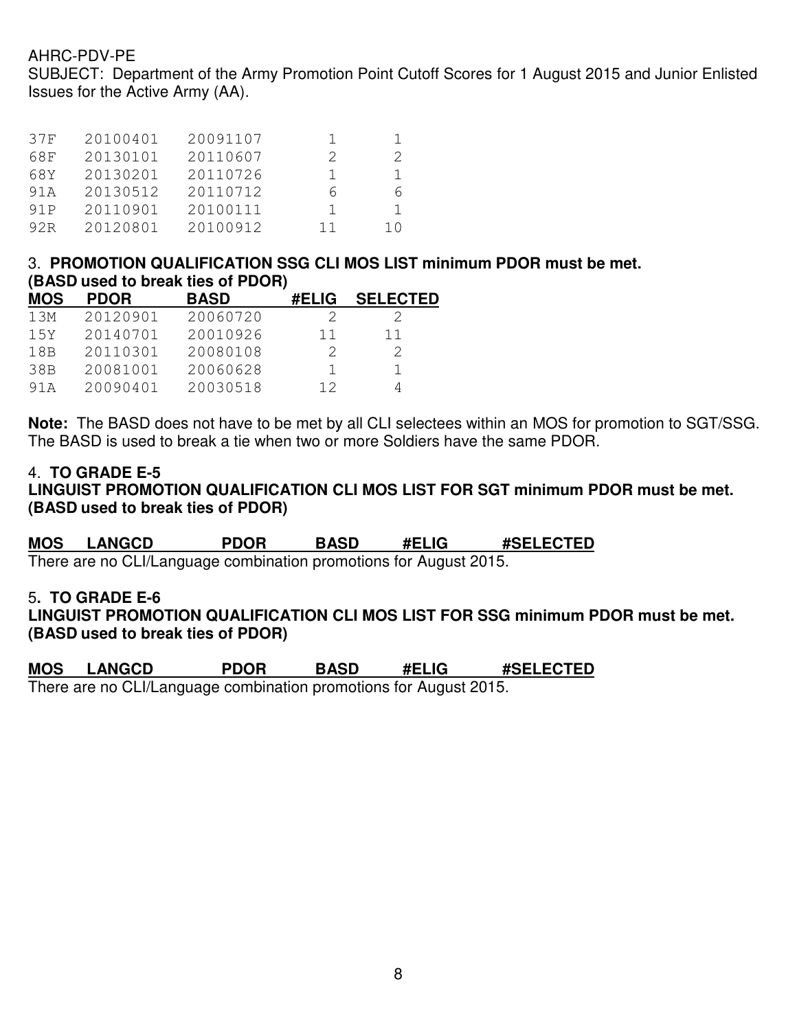AHRC-PDV-PE
SUBJECT: Department of the Army Promotion Point Cutoff Scores for 1 August 2015 and Junior Enlisted Issues for the Active Army (AA).

| | | | | |
|---|---|---|---|---|
| 37F | 20100401 | 20091107 | 1 | 1 |
| 68F | 20130101 | 20110607 | 2 | 2 |
| 68Y | 20130201 | 20110726 | 1 | 1 |
| 91A | 20130512 | 20110712 | 6 | 6 |
| 91P | 20110901 | 20100111 | 1 | 1 |
| 92R | 20120801 | 20100912 | 11 | 10 |

3. **PROMOTION QUALIFICATION SSG CLI MOS LIST minimum PDOR must be met. (BASD used to break ties of PDOR)**

| MOS | PDOR | BASD | #ELIG | SELECTED |
|---|---|---|---|---|
| 13M | 20120901 | 20060720 | 2 | 2 |
| 15Y | 20140701 | 20010926 | 11 | 11 |
| 18B | 20110301 | 20080108 | 2 | 2 |
| 38B | 20081001 | 20060628 | 1 | 1 |
| 91A | 20090401 | 20030518 | 12 | 4 |

**Note:** The BASD does not have to be met by all CLI selectees within an MOS for promotion to SGT/SSG. The BASD is used to break a tie when two or more Soldiers have the same PDOR.

4. **TO GRADE E-5**
**LINGUIST PROMOTION QUALIFICATION CLI MOS LIST FOR SGT minimum PDOR must be met. (BASD used to break ties of PDOR)**

| MOS | LANGCD | PDOR | BASD | #ELIG | #SELECTED |
|---|---|---|---|---|---|

There are no CLI/Language combination promotions for August 2015.

5. **TO GRADE E-6**
**LINGUIST PROMOTION QUALIFICATION CLI MOS LIST FOR SSG minimum PDOR must be met. (BASD used to break ties of PDOR)**

| MOS | LANGCD | PDOR | BASD | #ELIG | #SELECTED |
|---|---|---|---|---|---|

There are no CLI/Language combination promotions for August 2015.